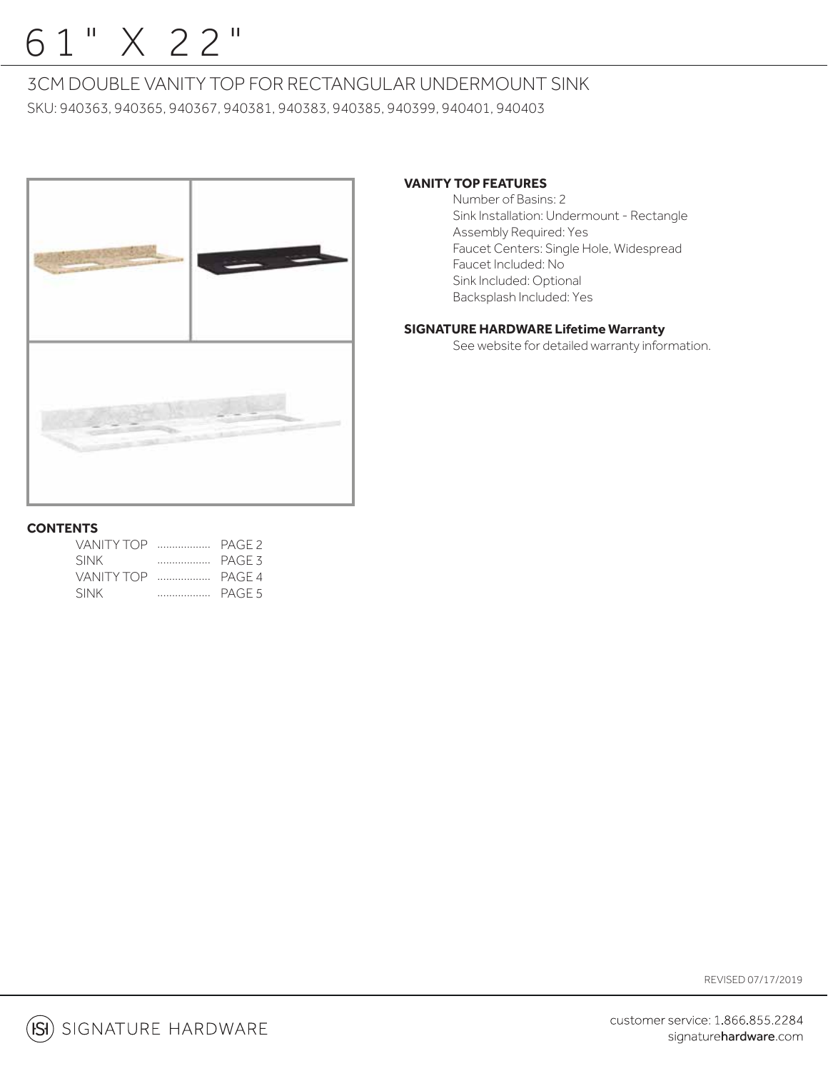# 61" X 22"

## 3CM DOUBLE VANITY TOP FOR RECTANGULAR UNDERMOUNT SINK

SKU: 940363, 940365, 940367, 940381, 940383, 940385, 940399, 940401, 940403

**VANITY TOP FEATURES**

Number of Basins: 2
Sink Installation: Undermount - Rectangle
Assembly Required: Yes
Faucet Centers: Single Hole, Widespread
Faucet Included: No
Sink Included: Optional
Backsplash Included: Yes

**SIGNATURE HARDWARE Lifetime Warranty**

See website for detailed warranty information.

**CONTENTS**

| | |
|---|---|
| VANITY TOP .................. | PAGE 2 |
| SINK .................. | PAGE 3 |
| VANITY TOP .................. | PAGE 4 |
| SINK .................. | PAGE 5 |

REVISED 07/17/2019

SIGNATURE HARDWARE

customer service: 1.866.855.2284
signaturehardware.com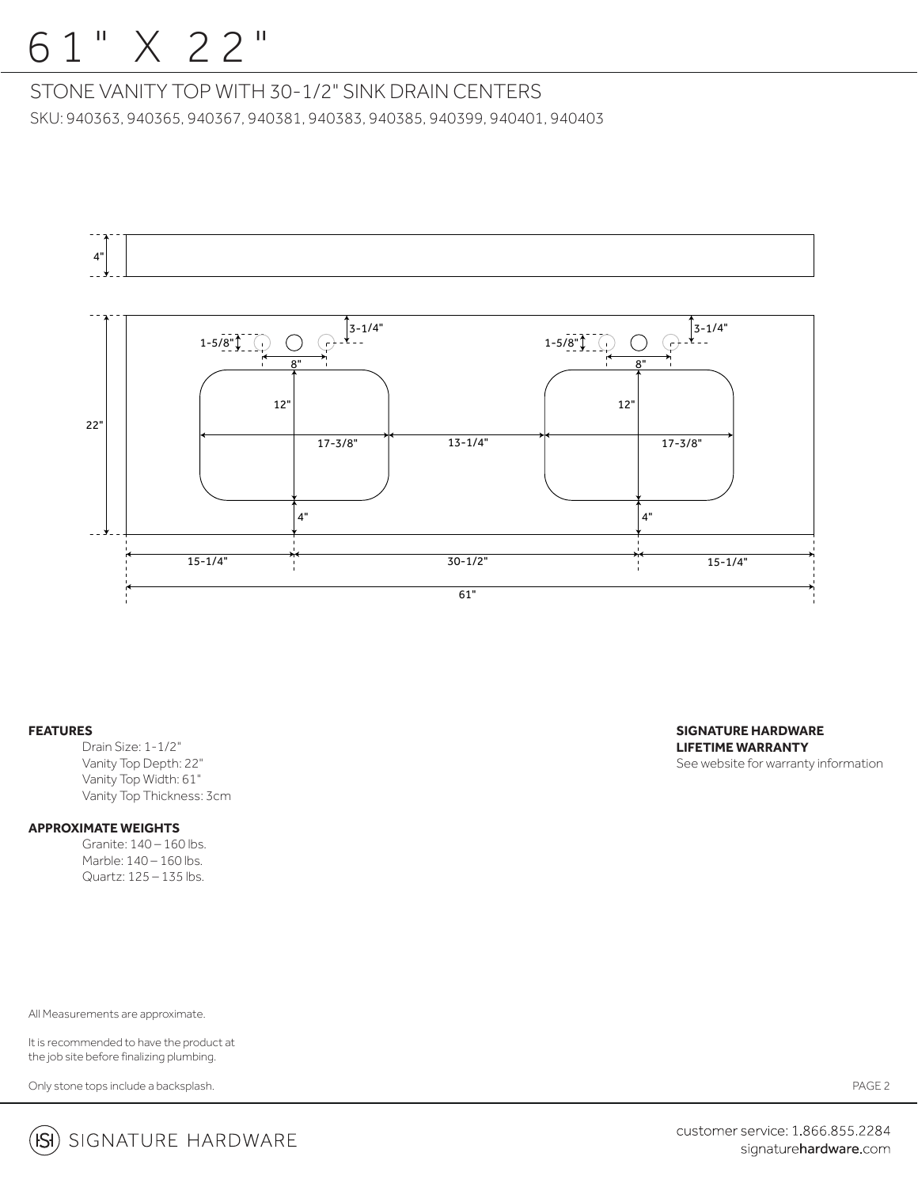# 61" X 22"

## STONE VANITY TOP WITH 30-1/2" SINK DRAIN CENTERS

SKU: 940363, 940365, 940367, 940381, 940383, 940385, 940399, 940401, 940403

4"

3-1/4"

1-5/8"

8"

12"

22"

17-3/8"

13-1/4"

17-3/8"

4"

15-1/4"

30-1/2"

15-1/4"

61"

**FEATURES**

Drain Size: 1-1/2"
Vanity Top Depth: 22"
Vanity Top Width: 61"
Vanity Top Thickness: 3cm

**APPROXIMATE WEIGHTS**

Granite: 140 – 160 lbs.
Marble: 140 – 160 lbs.
Quartz: 125 – 135 lbs.

**SIGNATURE HARDWARE LIFETIME WARRANTY**

See website for warranty information

All Measurements are approximate.

It is recommended to have the product at the job site before finalizing plumbing.

Only stone tops include a backsplash.

SIGNATURE HARDWARE

customer service: 1.866.855.2284
signaturehardware.com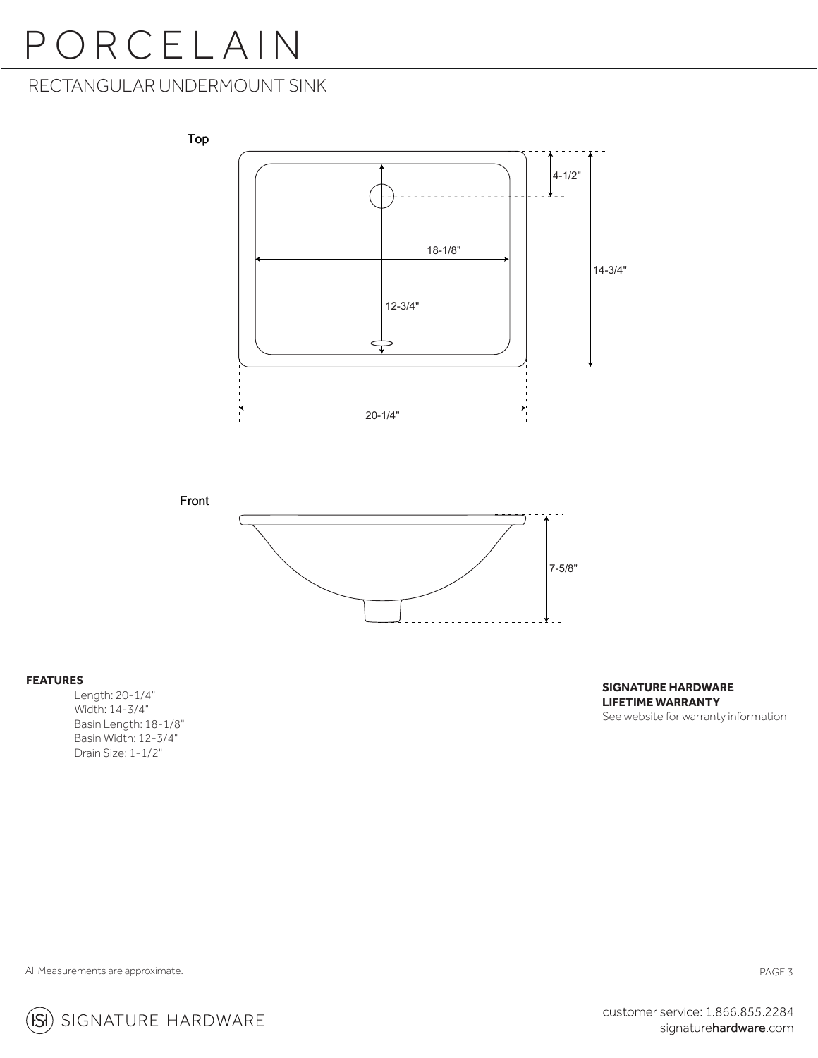# PORCELAIN

## RECTANGULAR UNDERMOUNT SINK

Top

4-1/2"

18-1/8"

14-3/4"

12-3/4"

20-1/4"

Front

7-5/8"

**FEATURES**

Length: 20-1/4"
Width: 14-3/4"
Basin Length: 18-1/8"
Basin Width: 12-3/4"
Drain Size: 1-1/2"

**SIGNATURE HARDWARE LIFETIME WARRANTY**
See website for warranty information

All Measurements are approximate.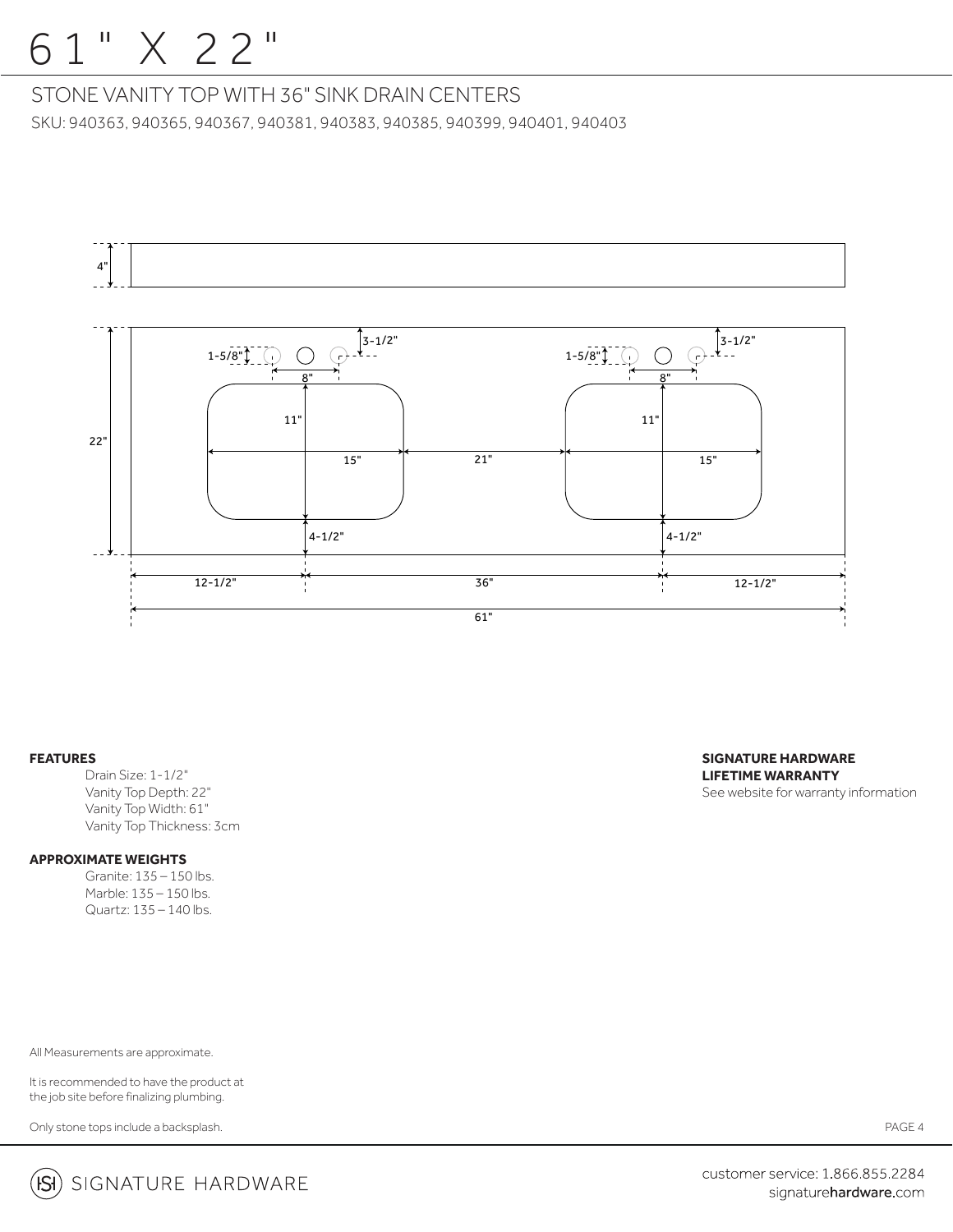# 61" X 22"

## STONE VANITY TOP WITH 36" SINK DRAIN CENTERS

SKU: 940363, 940365, 940367, 940381, 940383, 940385, 940399, 940401, 940403

4"

3-1/2"

1-5/8"

8"

11"

22"

15"

21"

15"

4-1/2"

12-1/2"

36"

12-1/2"

61"

**FEATURES**

Drain Size: 1-1/2"
Vanity Top Depth: 22"
Vanity Top Width: 61"
Vanity Top Thickness: 3cm

**APPROXIMATE WEIGHTS**

Granite: 135 – 150 lbs.
Marble: 135 – 150 lbs.
Quartz: 135 – 140 lbs.

**SIGNATURE HARDWARE LIFETIME WARRANTY**

See website for warranty information

All Measurements are approximate.

It is recommended to have the product at the job site before finalizing plumbing.

Only stone tops include a backsplash.

SIGNATURE HARDWARE

customer service: 1.866.855.2284
signaturehardware.com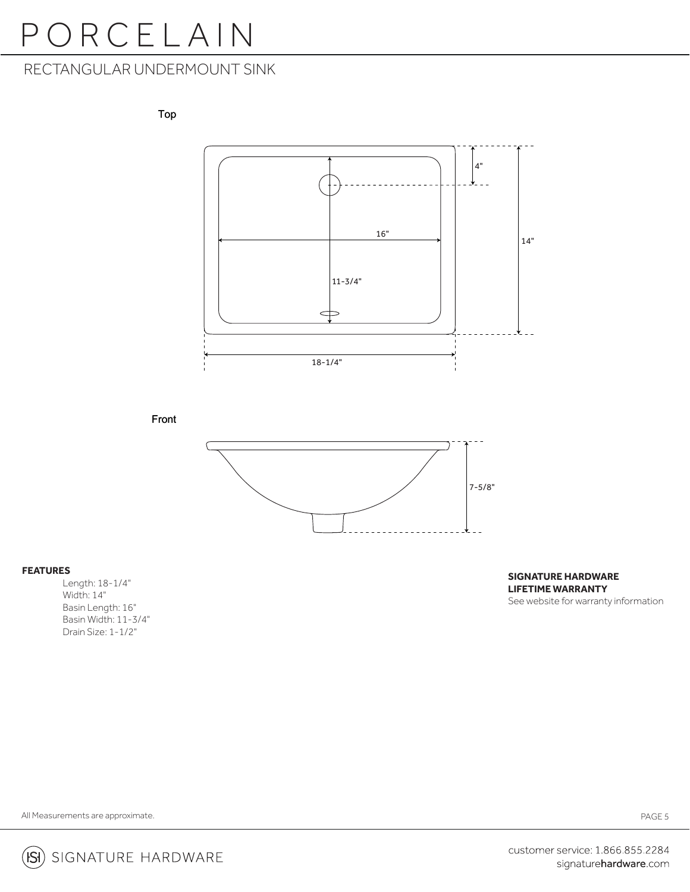# PORCELAIN

## RECTANGULAR UNDERMOUNT SINK

Top

4"

16"

14"

11-3/4"

18-1/4"

Front

7-5/8"

**FEATURES**

Length: 18-1/4"
Width: 14"
Basin Length: 16"
Basin Width: 11-3/4"
Drain Size: 1-1/2"

**SIGNATURE HARDWARE LIFETIME WARRANTY**
See website for warranty information

All Measurements are approximate.

SIGNATURE HARDWARE

customer service: 1.866.855.2284
signaturehardware.com